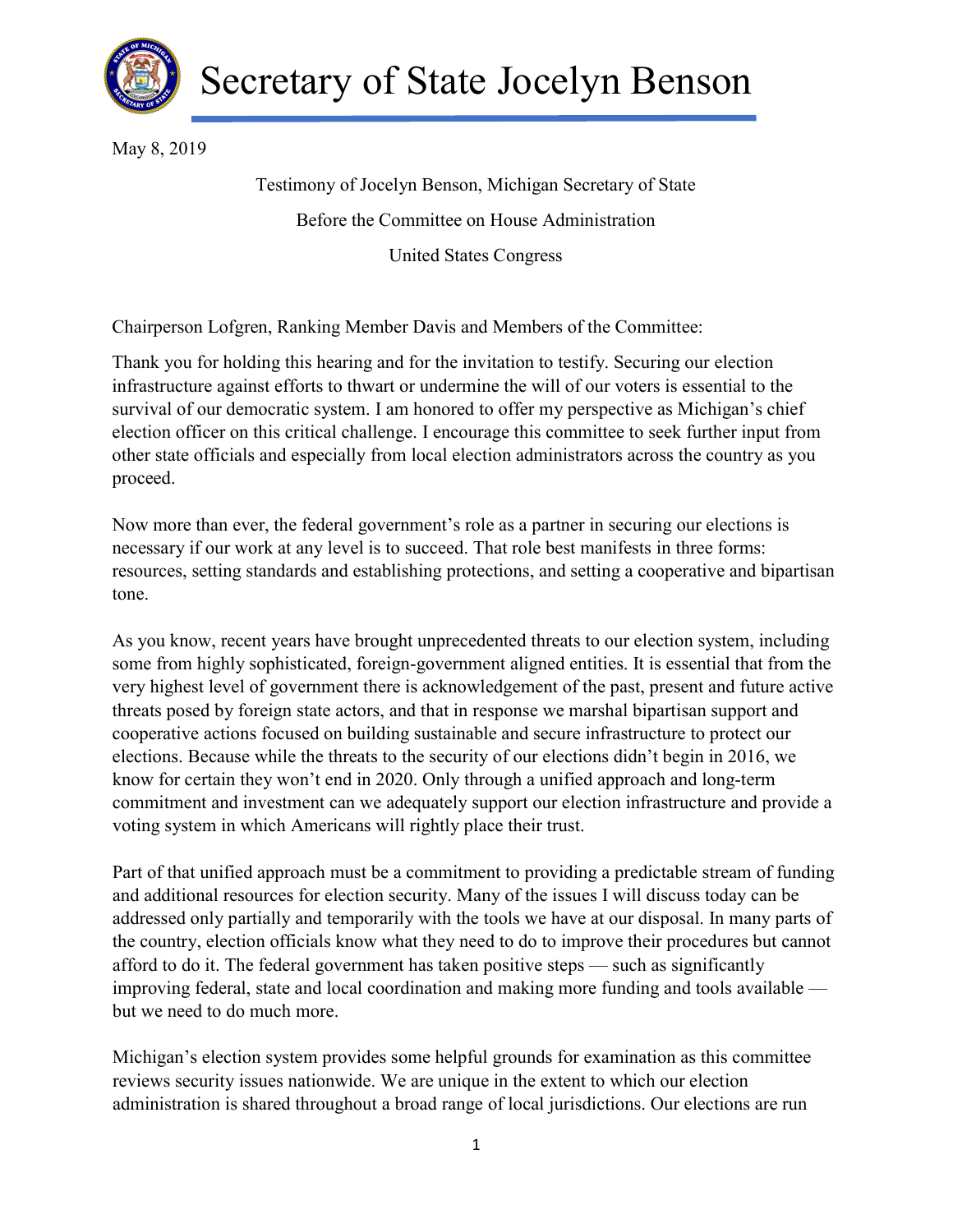# Secretary of State Jocelyn Benson

May 8, 2019

Testimony of Jocelyn Benson, Michigan Secretary of State

Before the Committee on House Administration

United States Congress

Chairperson Lofgren, Ranking Member Davis and Members of the Committee:

Thank you for holding this hearing and for the invitation to testify. Securing our election infrastructure against efforts to thwart or undermine the will of our voters is essential to the survival of our democratic system. I am honored to offer my perspective as Michigan's chief election officer on this critical challenge. I encourage this committee to seek further input from other state officials and especially from local election administrators across the country as you proceed.

Now more than ever, the federal government's role as a partner in securing our elections is necessary if our work at any level is to succeed. That role best manifests in three forms: resources, setting standards and establishing protections, and setting a cooperative and bipartisan tone.

As you know, recent years have brought unprecedented threats to our election system, including some from highly sophisticated, foreign-government aligned entities. It is essential that from the very highest level of government there is acknowledgement of the past, present and future active threats posed by foreign state actors, and that in response we marshal bipartisan support and cooperative actions focused on building sustainable and secure infrastructure to protect our elections. Because while the threats to the security of our elections didn't begin in 2016, we know for certain they won't end in 2020. Only through a unified approach and long-term commitment and investment can we adequately support our election infrastructure and provide a voting system in which Americans will rightly place their trust.

Part of that unified approach must be a commitment to providing a predictable stream of funding and additional resources for election security. Many of the issues I will discuss today can be addressed only partially and temporarily with the tools we have at our disposal. In many parts of the country, election officials know what they need to do to improve their procedures but cannot afford to do it. The federal government has taken positive steps — such as significantly improving federal, state and local coordination and making more funding and tools available — but we need to do much more.

Michigan's election system provides some helpful grounds for examination as this committee reviews security issues nationwide. We are unique in the extent to which our election administration is shared throughout a broad range of local jurisdictions. Our elections are run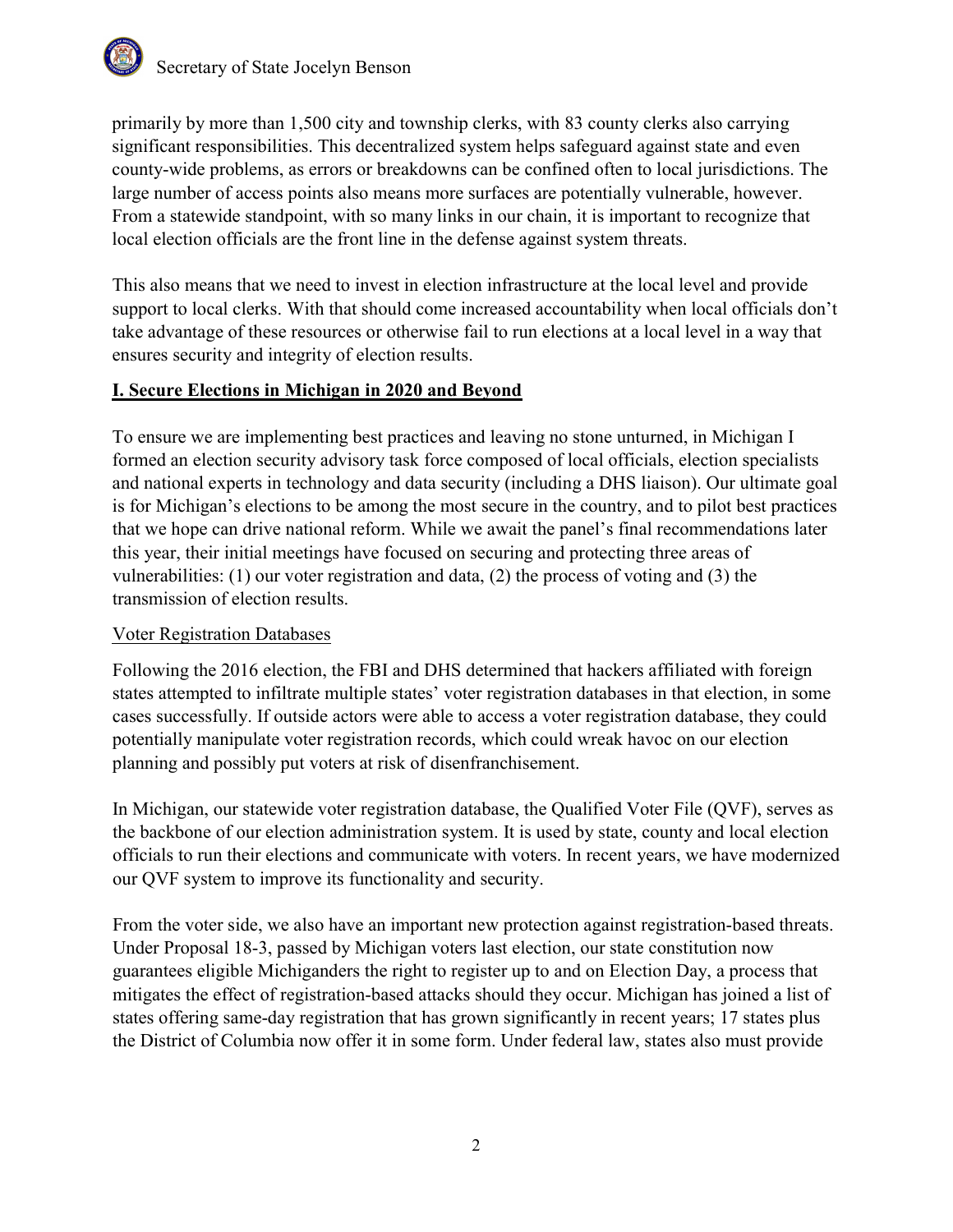primarily by more than 1,500 city and township clerks, with 83 county clerks also carrying significant responsibilities. This decentralized system helps safeguard against state and even county-wide problems, as errors or breakdowns can be confined often to local jurisdictions. The large number of access points also means more surfaces are potentially vulnerable, however. From a statewide standpoint, with so many links in our chain, it is important to recognize that local election officials are the front line in the defense against system threats.

This also means that we need to invest in election infrastructure at the local level and provide support to local clerks. With that should come increased accountability when local officials don't take advantage of these resources or otherwise fail to run elections at a local level in a way that ensures security and integrity of election results.

## I. Secure Elections in Michigan in 2020 and Beyond

To ensure we are implementing best practices and leaving no stone unturned, in Michigan I formed an election security advisory task force composed of local officials, election specialists and national experts in technology and data security (including a DHS liaison). Our ultimate goal is for Michigan's elections to be among the most secure in the country, and to pilot best practices that we hope can drive national reform. While we await the panel's final recommendations later this year, their initial meetings have focused on securing and protecting three areas of vulnerabilities: (1) our voter registration and data, (2) the process of voting and (3) the transmission of election results.

### Voter Registration Databases

Following the 2016 election, the FBI and DHS determined that hackers affiliated with foreign states attempted to infiltrate multiple states' voter registration databases in that election, in some cases successfully. If outside actors were able to access a voter registration database, they could potentially manipulate voter registration records, which could wreak havoc on our election planning and possibly put voters at risk of disenfranchisement.

In Michigan, our statewide voter registration database, the Qualified Voter File (QVF), serves as the backbone of our election administration system. It is used by state, county and local election officials to run their elections and communicate with voters. In recent years, we have modernized our QVF system to improve its functionality and security.

From the voter side, we also have an important new protection against registration-based threats. Under Proposal 18-3, passed by Michigan voters last election, our state constitution now guarantees eligible Michiganders the right to register up to and on Election Day, a process that mitigates the effect of registration-based attacks should they occur. Michigan has joined a list of states offering same-day registration that has grown significantly in recent years; 17 states plus the District of Columbia now offer it in some form. Under federal law, states also must provide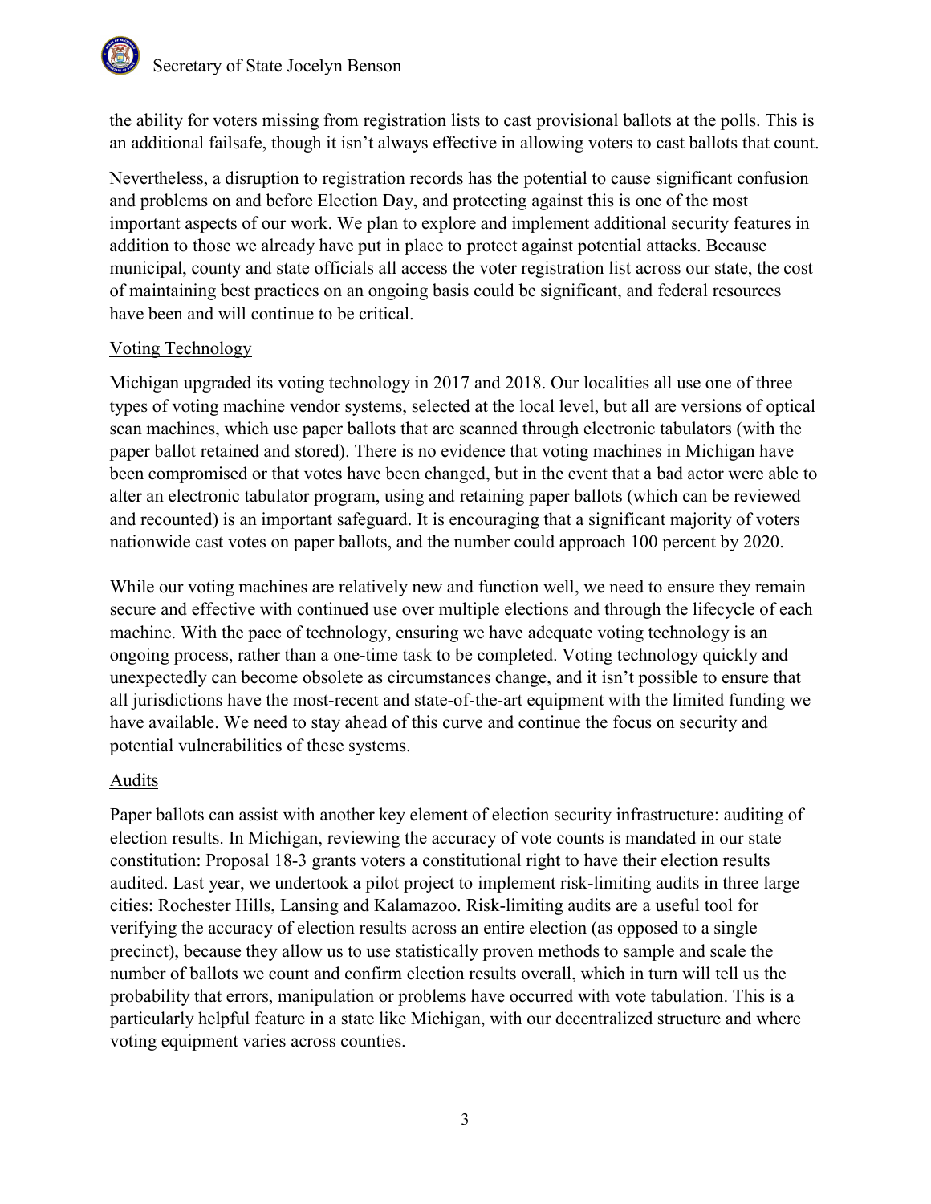the ability for voters missing from registration lists to cast provisional ballots at the polls. This is an additional failsafe, though it isn't always effective in allowing voters to cast ballots that count.

Nevertheless, a disruption to registration records has the potential to cause significant confusion and problems on and before Election Day, and protecting against this is one of the most important aspects of our work. We plan to explore and implement additional security features in addition to those we already have put in place to protect against potential attacks. Because municipal, county and state officials all access the voter registration list across our state, the cost of maintaining best practices on an ongoing basis could be significant, and federal resources have been and will continue to be critical.

### Voting Technology

Michigan upgraded its voting technology in 2017 and 2018. Our localities all use one of three types of voting machine vendor systems, selected at the local level, but all are versions of optical scan machines, which use paper ballots that are scanned through electronic tabulators (with the paper ballot retained and stored). There is no evidence that voting machines in Michigan have been compromised or that votes have been changed, but in the event that a bad actor were able to alter an electronic tabulator program, using and retaining paper ballots (which can be reviewed and recounted) is an important safeguard. It is encouraging that a significant majority of voters nationwide cast votes on paper ballots, and the number could approach 100 percent by 2020.

While our voting machines are relatively new and function well, we need to ensure they remain secure and effective with continued use over multiple elections and through the lifecycle of each machine. With the pace of technology, ensuring we have adequate voting technology is an ongoing process, rather than a one-time task to be completed. Voting technology quickly and unexpectedly can become obsolete as circumstances change, and it isn't possible to ensure that all jurisdictions have the most-recent and state-of-the-art equipment with the limited funding we have available. We need to stay ahead of this curve and continue the focus on security and potential vulnerabilities of these systems.

### Audits

Paper ballots can assist with another key element of election security infrastructure: auditing of election results. In Michigan, reviewing the accuracy of vote counts is mandated in our state constitution: Proposal 18-3 grants voters a constitutional right to have their election results audited. Last year, we undertook a pilot project to implement risk-limiting audits in three large cities: Rochester Hills, Lansing and Kalamazoo. Risk-limiting audits are a useful tool for verifying the accuracy of election results across an entire election (as opposed to a single precinct), because they allow us to use statistically proven methods to sample and scale the number of ballots we count and confirm election results overall, which in turn will tell us the probability that errors, manipulation or problems have occurred with vote tabulation. This is a particularly helpful feature in a state like Michigan, with our decentralized structure and where voting equipment varies across counties.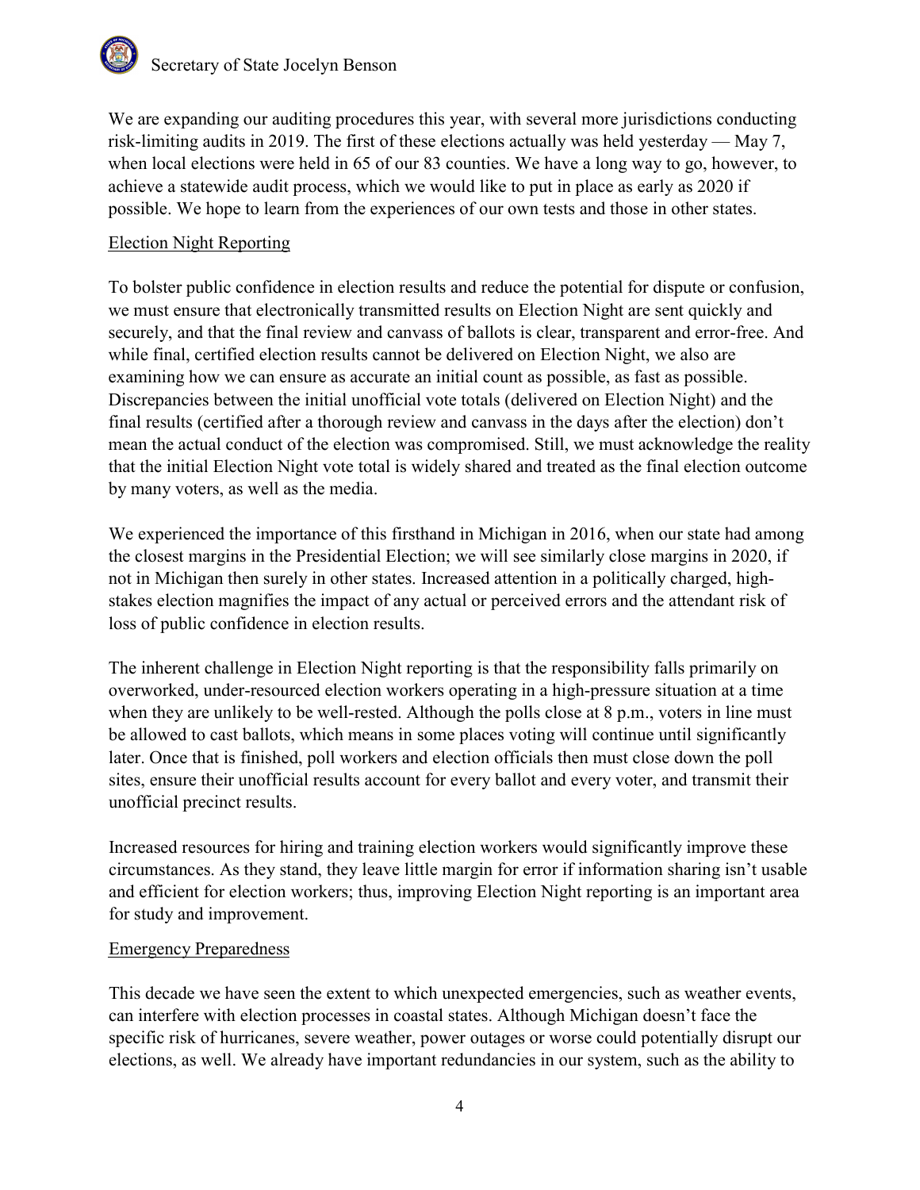We are expanding our auditing procedures this year, with several more jurisdictions conducting risk-limiting audits in 2019. The first of these elections actually was held yesterday — May 7, when local elections were held in 65 of our 83 counties. We have a long way to go, however, to achieve a statewide audit process, which we would like to put in place as early as 2020 if possible. We hope to learn from the experiences of our own tests and those in other states.

### Election Night Reporting

To bolster public confidence in election results and reduce the potential for dispute or confusion, we must ensure that electronically transmitted results on Election Night are sent quickly and securely, and that the final review and canvass of ballots is clear, transparent and error-free. And while final, certified election results cannot be delivered on Election Night, we also are examining how we can ensure as accurate an initial count as possible, as fast as possible. Discrepancies between the initial unofficial vote totals (delivered on Election Night) and the final results (certified after a thorough review and canvass in the days after the election) don't mean the actual conduct of the election was compromised. Still, we must acknowledge the reality that the initial Election Night vote total is widely shared and treated as the final election outcome by many voters, as well as the media.

We experienced the importance of this firsthand in Michigan in 2016, when our state had among the closest margins in the Presidential Election; we will see similarly close margins in 2020, if not in Michigan then surely in other states. Increased attention in a politically charged, high-stakes election magnifies the impact of any actual or perceived errors and the attendant risk of loss of public confidence in election results.

The inherent challenge in Election Night reporting is that the responsibility falls primarily on overworked, under-resourced election workers operating in a high-pressure situation at a time when they are unlikely to be well-rested. Although the polls close at 8 p.m., voters in line must be allowed to cast ballots, which means in some places voting will continue until significantly later. Once that is finished, poll workers and election officials then must close down the poll sites, ensure their unofficial results account for every ballot and every voter, and transmit their unofficial precinct results.

Increased resources for hiring and training election workers would significantly improve these circumstances. As they stand, they leave little margin for error if information sharing isn't usable and efficient for election workers; thus, improving Election Night reporting is an important area for study and improvement.

### Emergency Preparedness

This decade we have seen the extent to which unexpected emergencies, such as weather events, can interfere with election processes in coastal states. Although Michigan doesn't face the specific risk of hurricanes, severe weather, power outages or worse could potentially disrupt our elections, as well. We already have important redundancies in our system, such as the ability to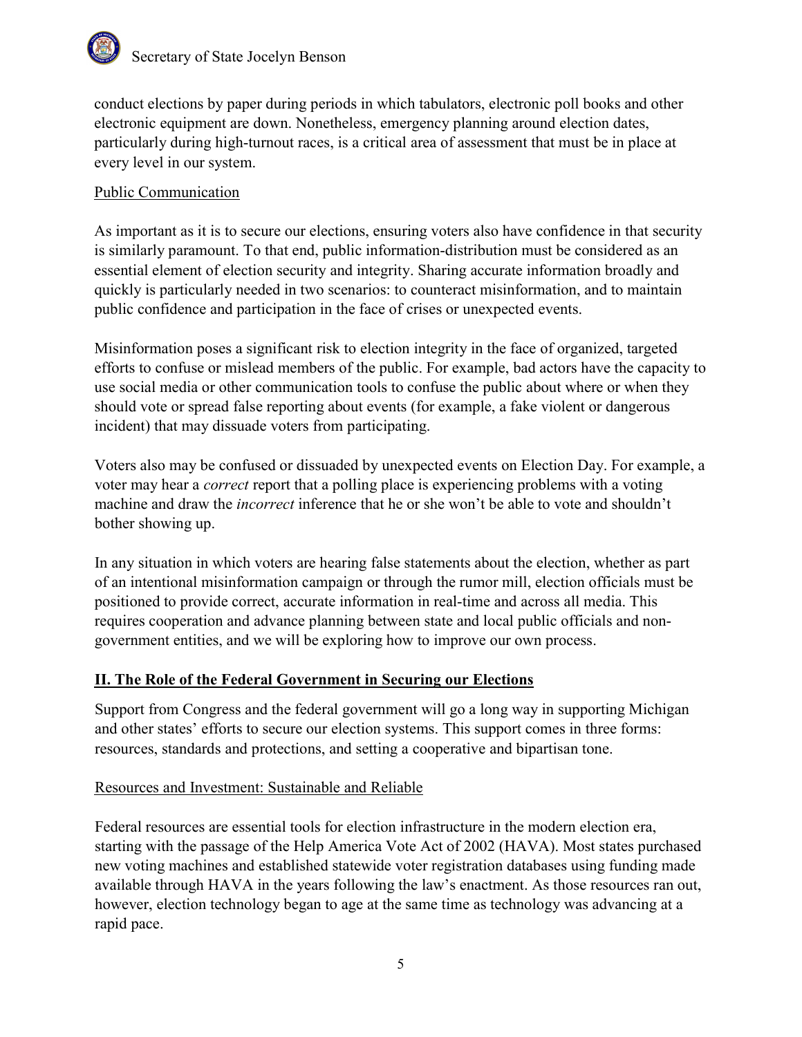conduct elections by paper during periods in which tabulators, electronic poll books and other electronic equipment are down. Nonetheless, emergency planning around election dates, particularly during high-turnout races, is a critical area of assessment that must be in place at every level in our system.

### Public Communication

As important as it is to secure our elections, ensuring voters also have confidence in that security is similarly paramount. To that end, public information-distribution must be considered as an essential element of election security and integrity. Sharing accurate information broadly and quickly is particularly needed in two scenarios: to counteract misinformation, and to maintain public confidence and participation in the face of crises or unexpected events.

Misinformation poses a significant risk to election integrity in the face of organized, targeted efforts to confuse or mislead members of the public. For example, bad actors have the capacity to use social media or other communication tools to confuse the public about where or when they should vote or spread false reporting about events (for example, a fake violent or dangerous incident) that may dissuade voters from participating.

Voters also may be confused or dissuaded by unexpected events on Election Day. For example, a voter may hear a *correct* report that a polling place is experiencing problems with a voting machine and draw the *incorrect* inference that he or she won't be able to vote and shouldn't bother showing up.

In any situation in which voters are hearing false statements about the election, whether as part of an intentional misinformation campaign or through the rumor mill, election officials must be positioned to provide correct, accurate information in real-time and across all media. This requires cooperation and advance planning between state and local public officials and non-government entities, and we will be exploring how to improve our own process.

## II. The Role of the Federal Government in Securing our Elections

Support from Congress and the federal government will go a long way in supporting Michigan and other states' efforts to secure our election systems. This support comes in three forms: resources, standards and protections, and setting a cooperative and bipartisan tone.

### Resources and Investment: Sustainable and Reliable

Federal resources are essential tools for election infrastructure in the modern election era, starting with the passage of the Help America Vote Act of 2002 (HAVA). Most states purchased new voting machines and established statewide voter registration databases using funding made available through HAVA in the years following the law's enactment. As those resources ran out, however, election technology began to age at the same time as technology was advancing at a rapid pace.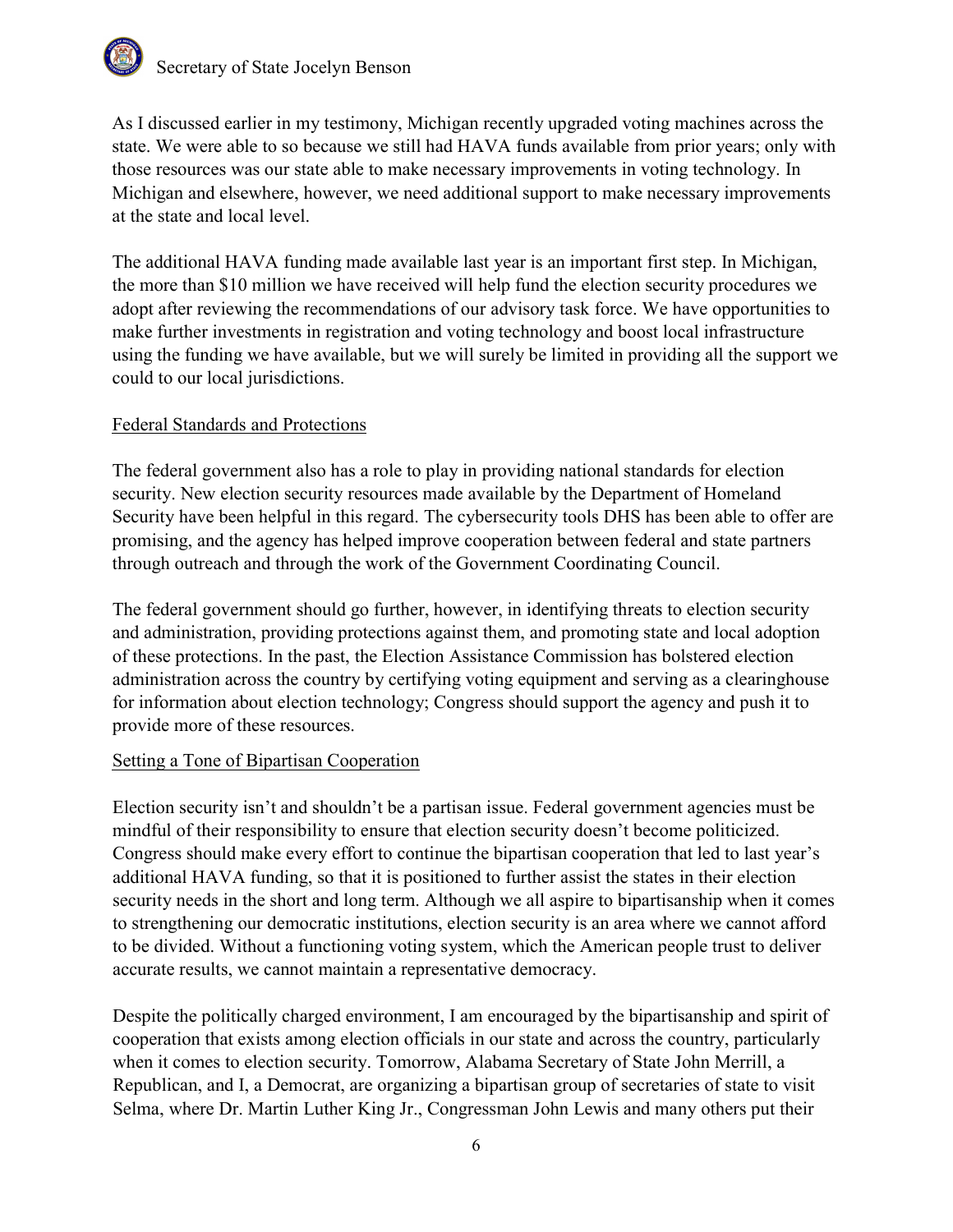As I discussed earlier in my testimony, Michigan recently upgraded voting machines across the state. We were able to so because we still had HAVA funds available from prior years; only with those resources was our state able to make necessary improvements in voting technology. In Michigan and elsewhere, however, we need additional support to make necessary improvements at the state and local level.

The additional HAVA funding made available last year is an important first step. In Michigan, the more than $10 million we have received will help fund the election security procedures we adopt after reviewing the recommendations of our advisory task force. We have opportunities to make further investments in registration and voting technology and boost local infrastructure using the funding we have available, but we will surely be limited in providing all the support we could to our local jurisdictions.

## Federal Standards and Protections

The federal government also has a role to play in providing national standards for election security. New election security resources made available by the Department of Homeland Security have been helpful in this regard. The cybersecurity tools DHS has been able to offer are promising, and the agency has helped improve cooperation between federal and state partners through outreach and through the work of the Government Coordinating Council.

The federal government should go further, however, in identifying threats to election security and administration, providing protections against them, and promoting state and local adoption of these protections. In the past, the Election Assistance Commission has bolstered election administration across the country by certifying voting equipment and serving as a clearinghouse for information about election technology; Congress should support the agency and push it to provide more of these resources.

## Setting a Tone of Bipartisan Cooperation

Election security isn't and shouldn't be a partisan issue. Federal government agencies must be mindful of their responsibility to ensure that election security doesn't become politicized. Congress should make every effort to continue the bipartisan cooperation that led to last year's additional HAVA funding, so that it is positioned to further assist the states in their election security needs in the short and long term. Although we all aspire to bipartisanship when it comes to strengthening our democratic institutions, election security is an area where we cannot afford to be divided. Without a functioning voting system, which the American people trust to deliver accurate results, we cannot maintain a representative democracy.

Despite the politically charged environment, I am encouraged by the bipartisanship and spirit of cooperation that exists among election officials in our state and across the country, particularly when it comes to election security. Tomorrow, Alabama Secretary of State John Merrill, a Republican, and I, a Democrat, are organizing a bipartisan group of secretaries of state to visit Selma, where Dr. Martin Luther King Jr., Congressman John Lewis and many others put their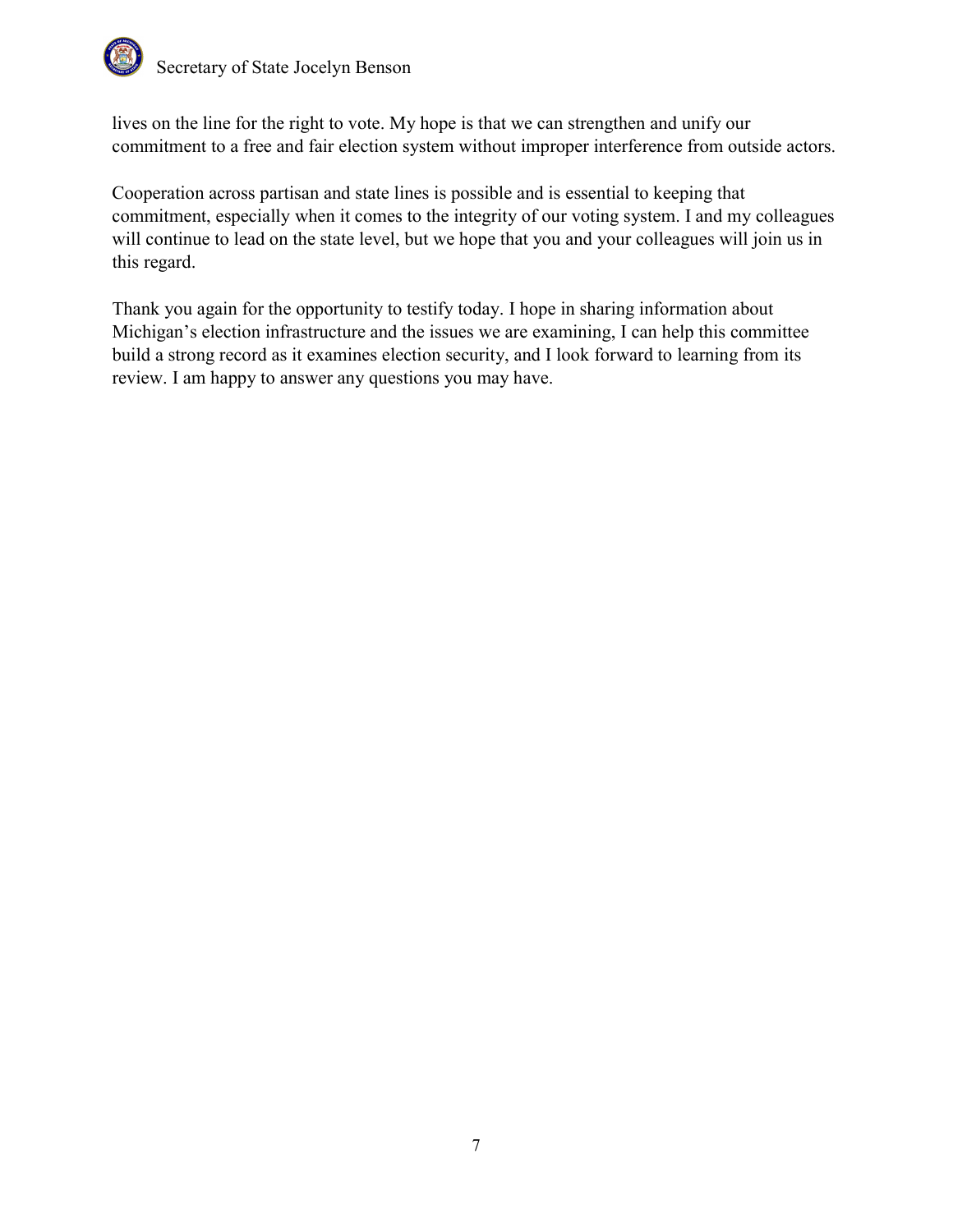lives on the line for the right to vote. My hope is that we can strengthen and unify our commitment to a free and fair election system without improper interference from outside actors.

Cooperation across partisan and state lines is possible and is essential to keeping that commitment, especially when it comes to the integrity of our voting system. I and my colleagues will continue to lead on the state level, but we hope that you and your colleagues will join us in this regard.

Thank you again for the opportunity to testify today. I hope in sharing information about Michigan's election infrastructure and the issues we are examining, I can help this committee build a strong record as it examines election security, and I look forward to learning from its review. I am happy to answer any questions you may have.